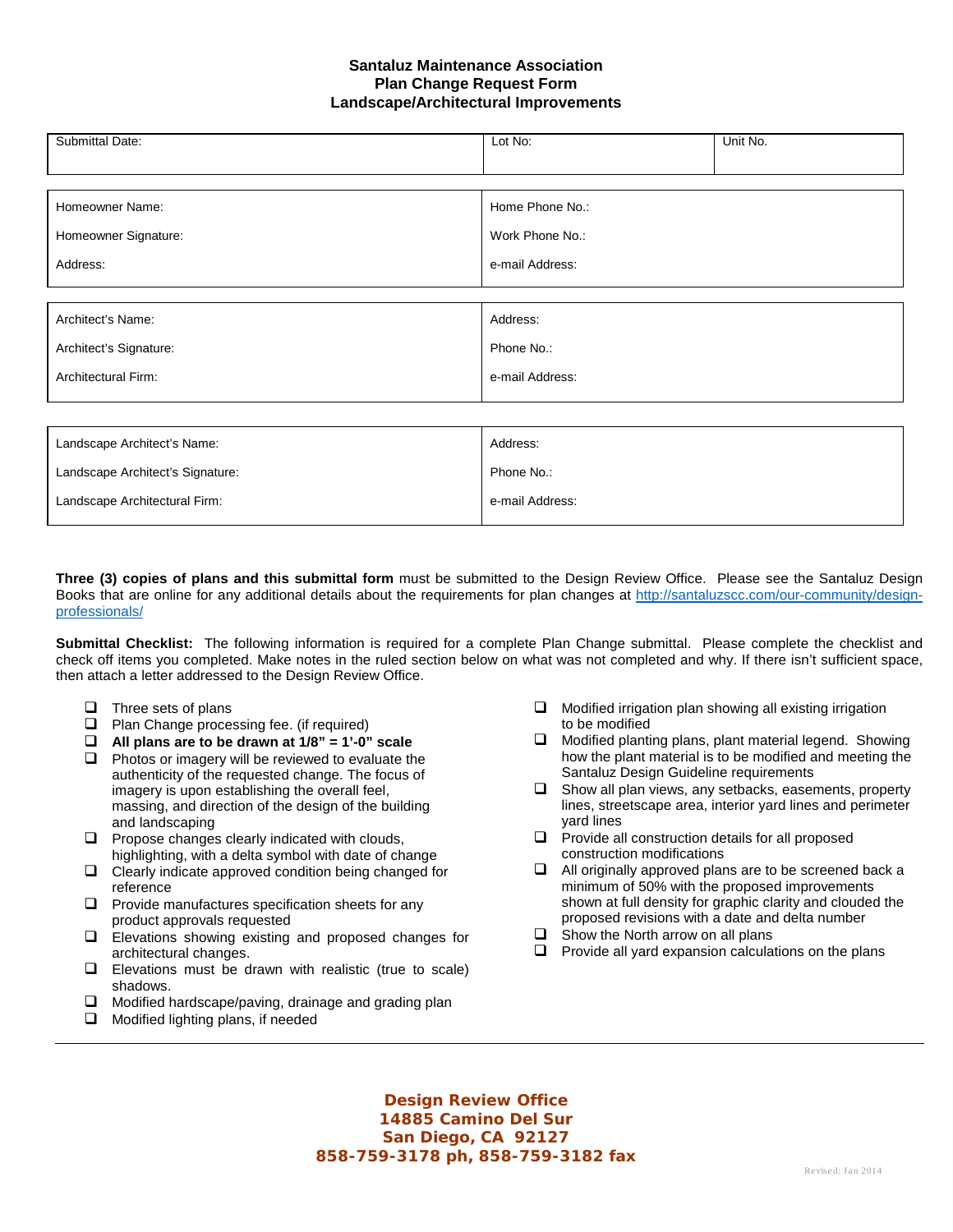# Santaluz Maintenance Association
## Plan Change Request Form
## Landscape/Architectural Improvements

| Submittal Date: | Lot No: | Unit No. |
|---|---|---|

| | |
|---|---|
| Homeowner Name: | Home Phone No.: |
| Homeowner Signature: | Work Phone No.: |
| Address: | e-mail Address: |

| | |
|---|---|
| Architect's Name: | Address: |
| Architect's Signature: | Phone No.: |
| Architectural Firm: | e-mail Address: |

| | |
|---|---|
| Landscape Architect's Name: | Address: |
| Landscape Architect's Signature: | Phone No.: |
| Landscape Architectural Firm: | e-mail Address: |

**Three (3) copies of plans and this submittal form** must be submitted to the Design Review Office. Please see the Santaluz Design Books that are online for any additional details about the requirements for plan changes at http://santaluzscc.com/our-community/design-professionals/

**Submittal Checklist:** The following information is required for a complete Plan Change submittal. Please complete the checklist and check off items you completed. Make notes in the ruled section below on what was not completed and why. If there isn't sufficient space, then attach a letter addressed to the Design Review Office.

- ❑ Three sets of plans
- ❑ Plan Change processing fee. (if required)
- ❑ **All plans are to be drawn at 1/8" = 1'-0" scale**
- ❑ Photos or imagery will be reviewed to evaluate the authenticity of the requested change. The focus of imagery is upon establishing the overall feel, massing, and direction of the design of the building and landscaping
- ❑ Propose changes clearly indicated with clouds, highlighting, with a delta symbol with date of change
- ❑ Clearly indicate approved condition being changed for reference
- ❑ Provide manufactures specification sheets for any product approvals requested
- ❑ Elevations showing existing and proposed changes for architectural changes.
- ❑ Elevations must be drawn with realistic (true to scale) shadows.
- ❑ Modified hardscape/paving, drainage and grading plan
- ❑ Modified lighting plans, if needed
- ❑ Modified irrigation plan showing all existing irrigation to be modified
- ❑ Modified planting plans, plant material legend. Showing how the plant material is to be modified and meeting the Santaluz Design Guideline requirements
- ❑ Show all plan views, any setbacks, easements, property lines, streetscape area, interior yard lines and perimeter yard lines
- ❑ Provide all construction details for all proposed construction modifications
- ❑ All originally approved plans are to be screened back a minimum of 50% with the proposed improvements shown at full density for graphic clarity and clouded the proposed revisions with a date and delta number
- ❑ Show the North arrow on all plans
- ❑ Provide all yard expansion calculations on the plans

---

**Design Review Office**
**14885 Camino Del Sur**
**San Diego, CA 92127**
**858-759-3178 ph, 858-759-3182 fax**

Revised: Jan 2014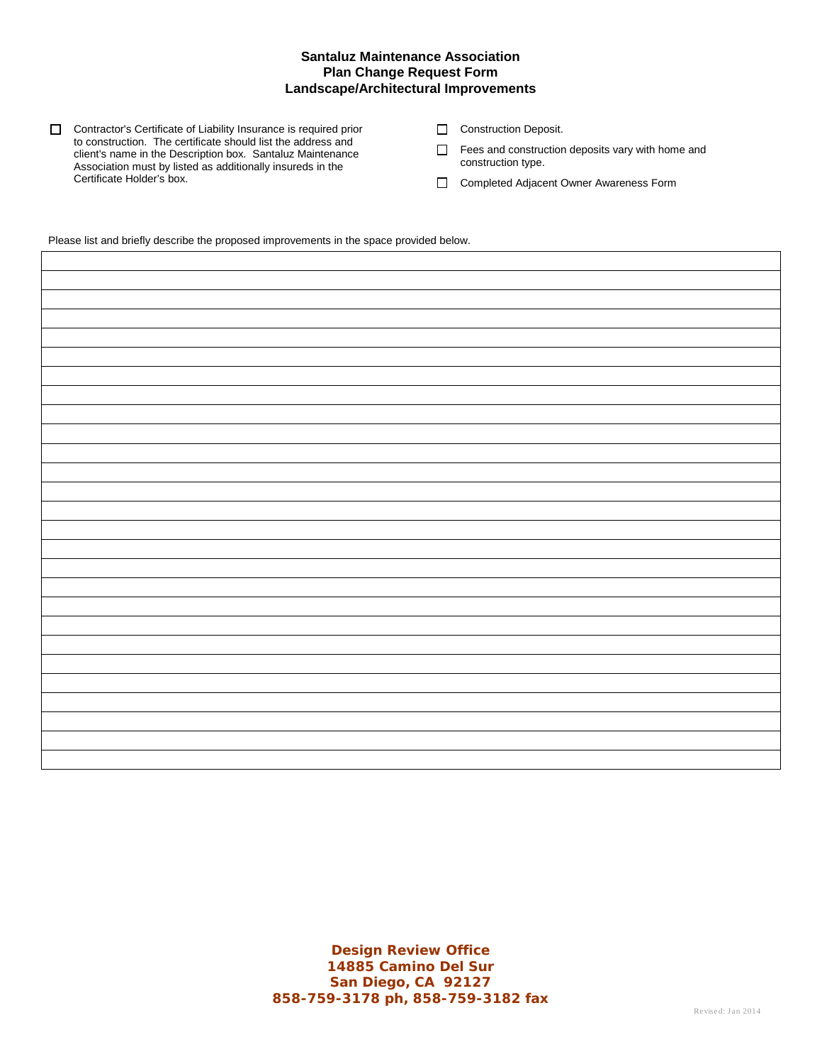**Santaluz Maintenance Association**
**Plan Change Request Form**
**Landscape/Architectural Improvements**

- ☐ Contractor's Certificate of Liability Insurance is required prior to construction. The certificate should list the address and client's name in the Description box. Santaluz Maintenance Association must by listed as additionally insureds in the Certificate Holder's box.
- ☐ Construction Deposit.
- ☐ Fees and construction deposits vary with home and construction type.
- ☐ Completed Adjacent Owner Awareness Form

Please list and briefly describe the proposed improvements in the space provided below.

| |
|---|
| |
| |
| |
| |
| |
| |
| |
| |
| |
| |
| |
| |
| |
| |
| |
| |
| |
| |
| |
| |
| |
| |
| |
| |
| |
| |

**Design Review Office**
**14885 Camino Del Sur**
**San Diego, CA 92127**
**858-759-3178 ph, 858-759-3182 fax**

Revised: Jan 2014